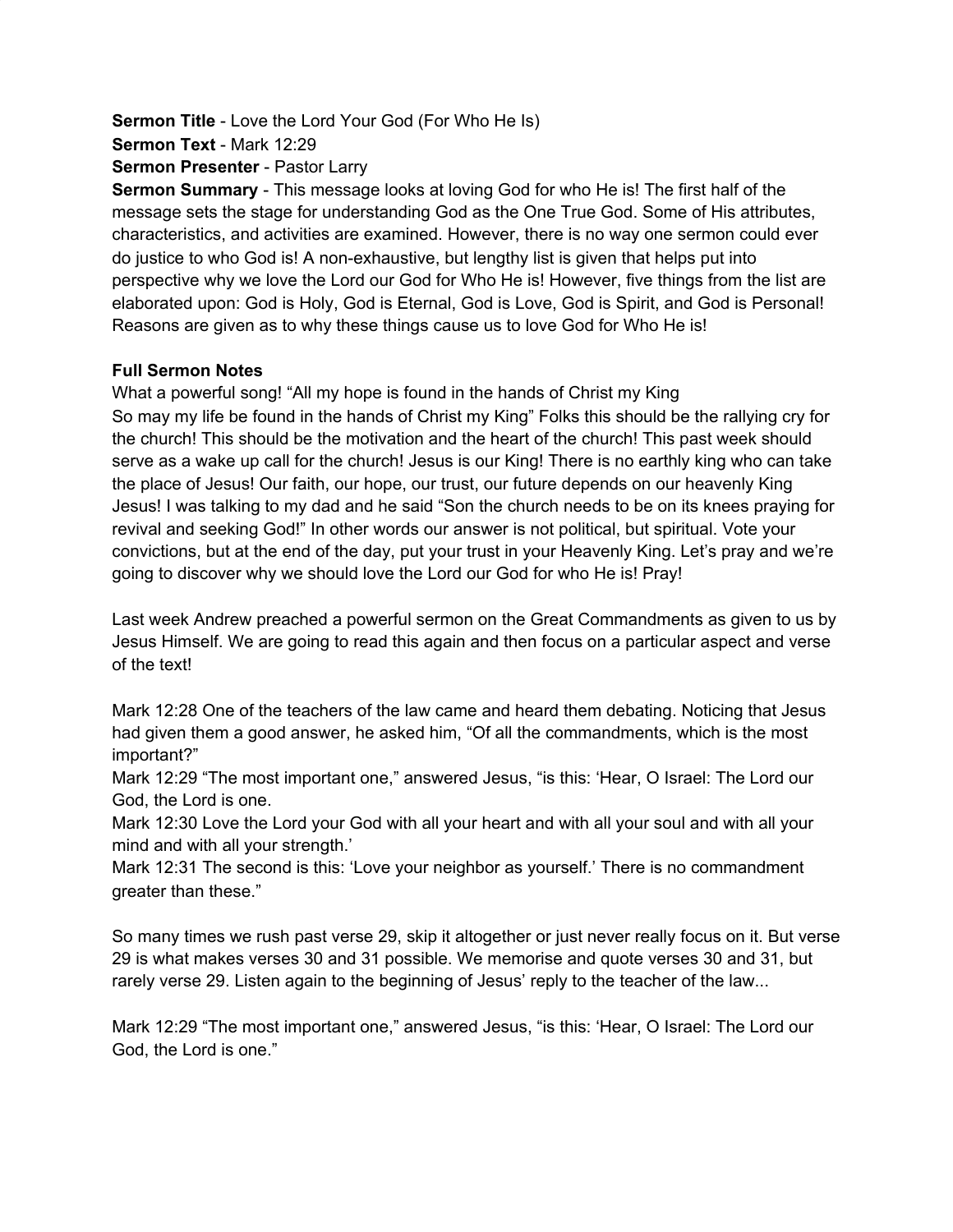**Sermon Title** - Love the Lord Your God (For Who He Is)
**Sermon Text** - Mark 12:29
**Sermon Presenter** - Pastor Larry
**Sermon Summary** - This message looks at loving God for who He is! The first half of the message sets the stage for understanding God as the One True God. Some of His attributes, characteristics, and activities are examined. However, there is no way one sermon could ever do justice to who God is! A non-exhaustive, but lengthy list is given that helps put into perspective why we love the Lord our God for Who He is! However, five things from the list are elaborated upon: God is Holy, God is Eternal, God is Love, God is Spirit, and God is Personal! Reasons are given as to why these things cause us to love God for Who He is!

**Full Sermon Notes**
What a powerful song! "All my hope is found in the hands of Christ my King
So may my life be found in the hands of Christ my King" Folks this should be the rallying cry for the church! This should be the motivation and the heart of the church! This past week should serve as a wake up call for the church! Jesus is our King! There is no earthly king who can take the place of Jesus! Our faith, our hope, our trust, our future depends on our heavenly King Jesus! I was talking to my dad and he said "Son the church needs to be on its knees praying for revival and seeking God!" In other words our answer is not political, but spiritual. Vote your convictions, but at the end of the day, put your trust in your Heavenly King. Let's pray and we're going to discover why we should love the Lord our God for who He is! Pray!

Last week Andrew preached a powerful sermon on the Great Commandments as given to us by Jesus Himself. We are going to read this again and then focus on a particular aspect and verse of the text!

Mark 12:28 One of the teachers of the law came and heard them debating. Noticing that Jesus had given them a good answer, he asked him, "Of all the commandments, which is the most important?"
Mark 12:29 "The most important one," answered Jesus, "is this: 'Hear, O Israel: The Lord our God, the Lord is one.
Mark 12:30 Love the Lord your God with all your heart and with all your soul and with all your mind and with all your strength.'
Mark 12:31 The second is this: 'Love your neighbor as yourself.' There is no commandment greater than these."

So many times we rush past verse 29, skip it altogether or just never really focus on it. But verse 29 is what makes verses 30 and 31 possible. We memorise and quote verses 30 and 31, but rarely verse 29. Listen again to the beginning of Jesus' reply to the teacher of the law...

Mark 12:29 "The most important one," answered Jesus, "is this: 'Hear, O Israel: The Lord our God, the Lord is one."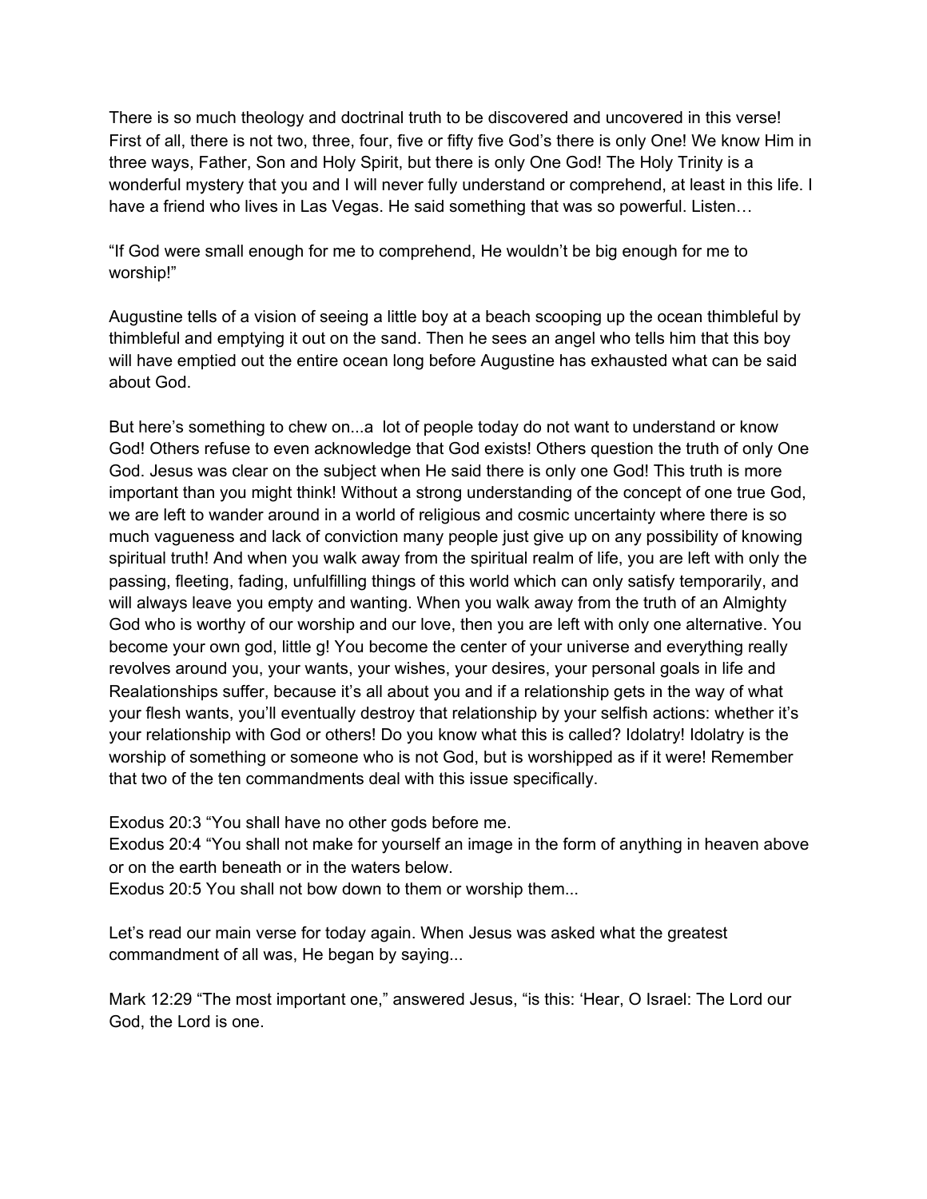There is so much theology and doctrinal truth to be discovered and uncovered in this verse! First of all, there is not two, three, four, five or fifty five God's there is only One! We know Him in three ways, Father, Son and Holy Spirit, but there is only One God! The Holy Trinity is a wonderful mystery that you and I will never fully understand or comprehend, at least in this life. I have a friend who lives in Las Vegas. He said something that was so powerful. Listen…

"If God were small enough for me to comprehend, He wouldn't be big enough for me to worship!"

Augustine tells of a vision of seeing a little boy at a beach scooping up the ocean thimbleful by thimbleful and emptying it out on the sand. Then he sees an angel who tells him that this boy will have emptied out the entire ocean long before Augustine has exhausted what can be said about God.

But here's something to chew on...a lot of people today do not want to understand or know God! Others refuse to even acknowledge that God exists! Others question the truth of only One God. Jesus was clear on the subject when He said there is only one God! This truth is more important than you might think! Without a strong understanding of the concept of one true God, we are left to wander around in a world of religious and cosmic uncertainty where there is so much vagueness and lack of conviction many people just give up on any possibility of knowing spiritual truth! And when you walk away from the spiritual realm of life, you are left with only the passing, fleeting, fading, unfulfilling things of this world which can only satisfy temporarily, and will always leave you empty and wanting. When you walk away from the truth of an Almighty God who is worthy of our worship and our love, then you are left with only one alternative. You become your own god, little g! You become the center of your universe and everything really revolves around you, your wants, your wishes, your desires, your personal goals in life and Realationships suffer, because it's all about you and if a relationship gets in the way of what your flesh wants, you'll eventually destroy that relationship by your selfish actions: whether it's your relationship with God or others! Do you know what this is called? Idolatry! Idolatry is the worship of something or someone who is not God, but is worshipped as if it were! Remember that two of the ten commandments deal with this issue specifically.

Exodus 20:3 "You shall have no other gods before me.
Exodus 20:4 "You shall not make for yourself an image in the form of anything in heaven above or on the earth beneath or in the waters below.
Exodus 20:5 You shall not bow down to them or worship them...

Let's read our main verse for today again. When Jesus was asked what the greatest commandment of all was, He began by saying...

Mark 12:29 "The most important one," answered Jesus, "is this: 'Hear, O Israel: The Lord our God, the Lord is one.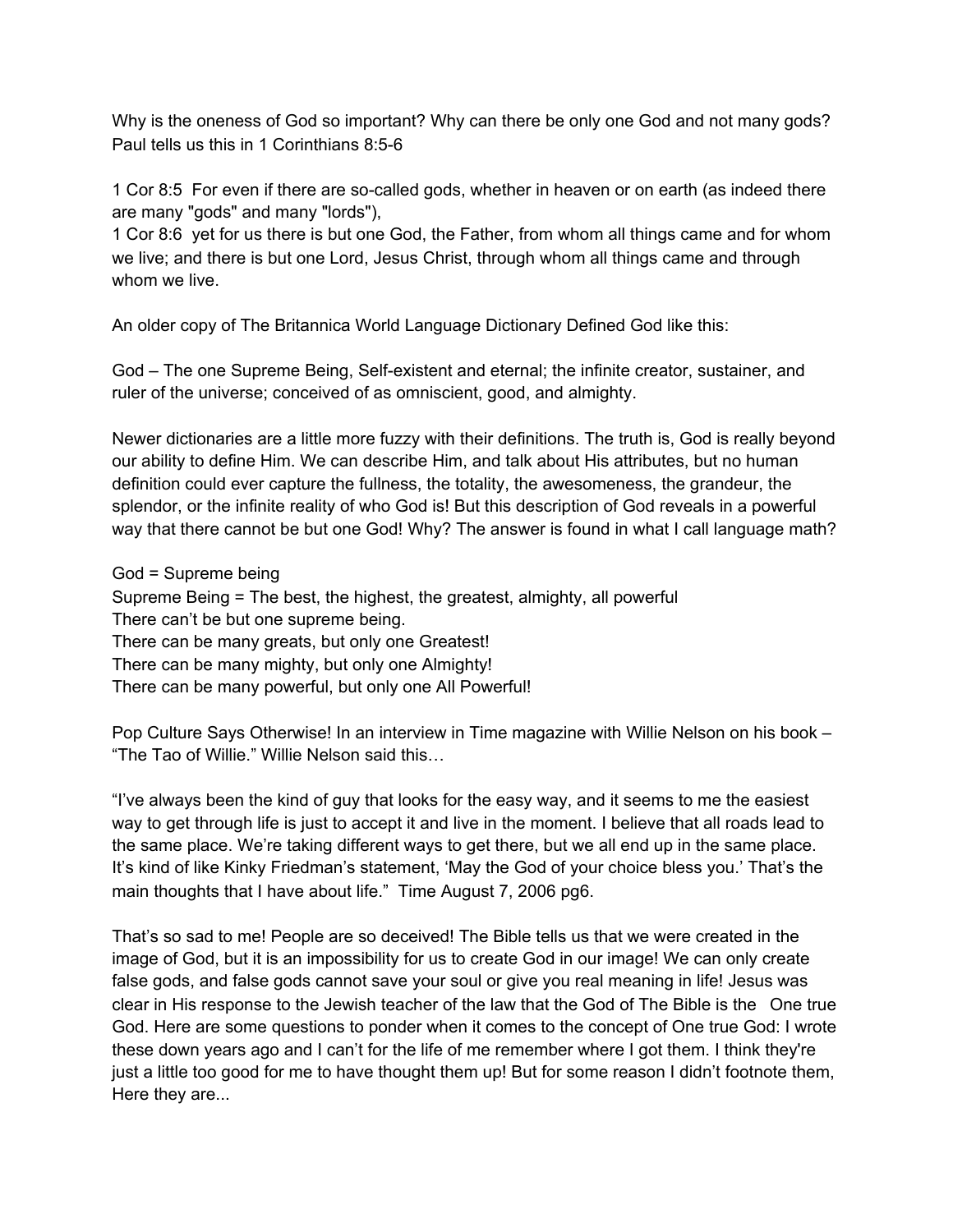Why is the oneness of God so important? Why can there be only one God and not many gods? Paul tells us this in 1 Corinthians 8:5-6

1 Cor 8:5 For even if there are so-called gods, whether in heaven or on earth (as indeed there are many "gods" and many "lords"),
1 Cor 8:6 yet for us there is but one God, the Father, from whom all things came and for whom we live; and there is but one Lord, Jesus Christ, through whom all things came and through whom we live.

An older copy of The Britannica World Language Dictionary Defined God like this:

God – The one Supreme Being, Self-existent and eternal; the infinite creator, sustainer, and ruler of the universe; conceived of as omniscient, good, and almighty.

Newer dictionaries are a little more fuzzy with their definitions. The truth is, God is really beyond our ability to define Him. We can describe Him, and talk about His attributes, but no human definition could ever capture the fullness, the totality, the awesomeness, the grandeur, the splendor, or the infinite reality of who God is! But this description of God reveals in a powerful way that there cannot be but one God! Why? The answer is found in what I call language math?

God = Supreme being
Supreme Being = The best, the highest, the greatest, almighty, all powerful
There can't be but one supreme being.
There can be many greats, but only one Greatest!
There can be many mighty, but only one Almighty!
There can be many powerful, but only one All Powerful!

Pop Culture Says Otherwise! In an interview in Time magazine with Willie Nelson on his book – "The Tao of Willie." Willie Nelson said this…

"I've always been the kind of guy that looks for the easy way, and it seems to me the easiest way to get through life is just to accept it and live in the moment. I believe that all roads lead to the same place. We're taking different ways to get there, but we all end up in the same place. It's kind of like Kinky Friedman's statement, 'May the God of your choice bless you.' That's the main thoughts that I have about life." Time August 7, 2006 pg6.

That's so sad to me! People are so deceived! The Bible tells us that we were created in the image of God, but it is an impossibility for us to create God in our image! We can only create false gods, and false gods cannot save your soul or give you real meaning in life! Jesus was clear in His response to the Jewish teacher of the law that the God of The Bible is the One true God. Here are some questions to ponder when it comes to the concept of One true God: I wrote these down years ago and I can't for the life of me remember where I got them. I think they're just a little too good for me to have thought them up! But for some reason I didn't footnote them, Here they are...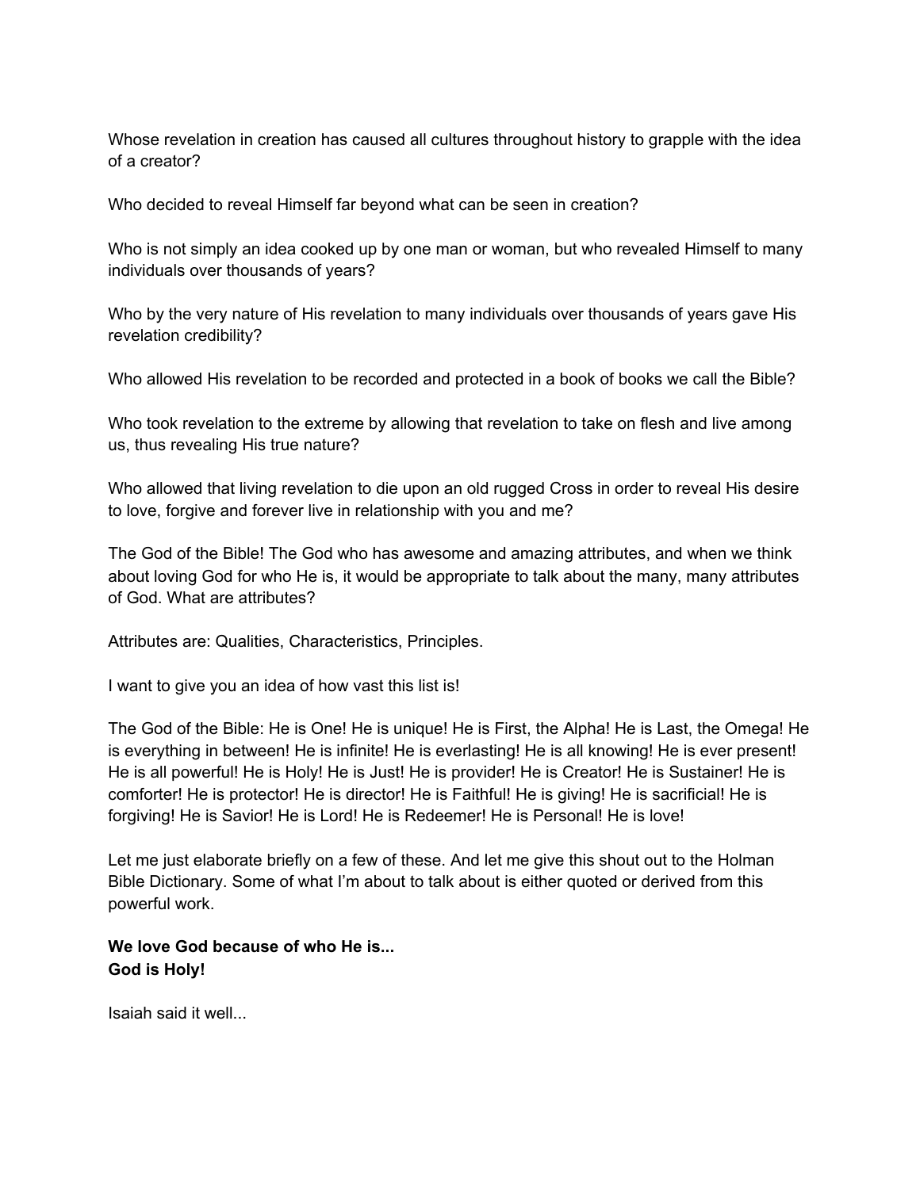Whose revelation in creation has caused all cultures throughout history to grapple with the idea of a creator?

Who decided to reveal Himself far beyond what can be seen in creation?

Who is not simply an idea cooked up by one man or woman, but who revealed Himself to many individuals over thousands of years?

Who by the very nature of His revelation to many individuals over thousands of years gave His revelation credibility?

Who allowed His revelation to be recorded and protected in a book of books we call the Bible?

Who took revelation to the extreme by allowing that revelation to take on flesh and live among us, thus revealing His true nature?

Who allowed that living revelation to die upon an old rugged Cross in order to reveal His desire to love, forgive and forever live in relationship with you and me?

The God of the Bible! The God who has awesome and amazing attributes, and when we think about loving God for who He is, it would be appropriate to talk about the many, many attributes of God. What are attributes?

Attributes are: Qualities, Characteristics, Principles.

I want to give you an idea of how vast this list is!

The God of the Bible: He is One! He is unique! He is First, the Alpha! He is Last, the Omega! He is everything in between! He is infinite! He is everlasting! He is all knowing! He is ever present! He is all powerful! He is Holy! He is Just! He is provider! He is Creator! He is Sustainer! He is comforter! He is protector! He is director! He is Faithful! He is giving! He is sacrificial! He is forgiving! He is Savior! He is Lord! He is Redeemer! He is Personal! He is love!

Let me just elaborate briefly on a few of these. And let me give this shout out to the Holman Bible Dictionary. Some of what I'm about to talk about is either quoted or derived from this powerful work.

**We love God because of who He is...**
**God is Holy!**

Isaiah said it well...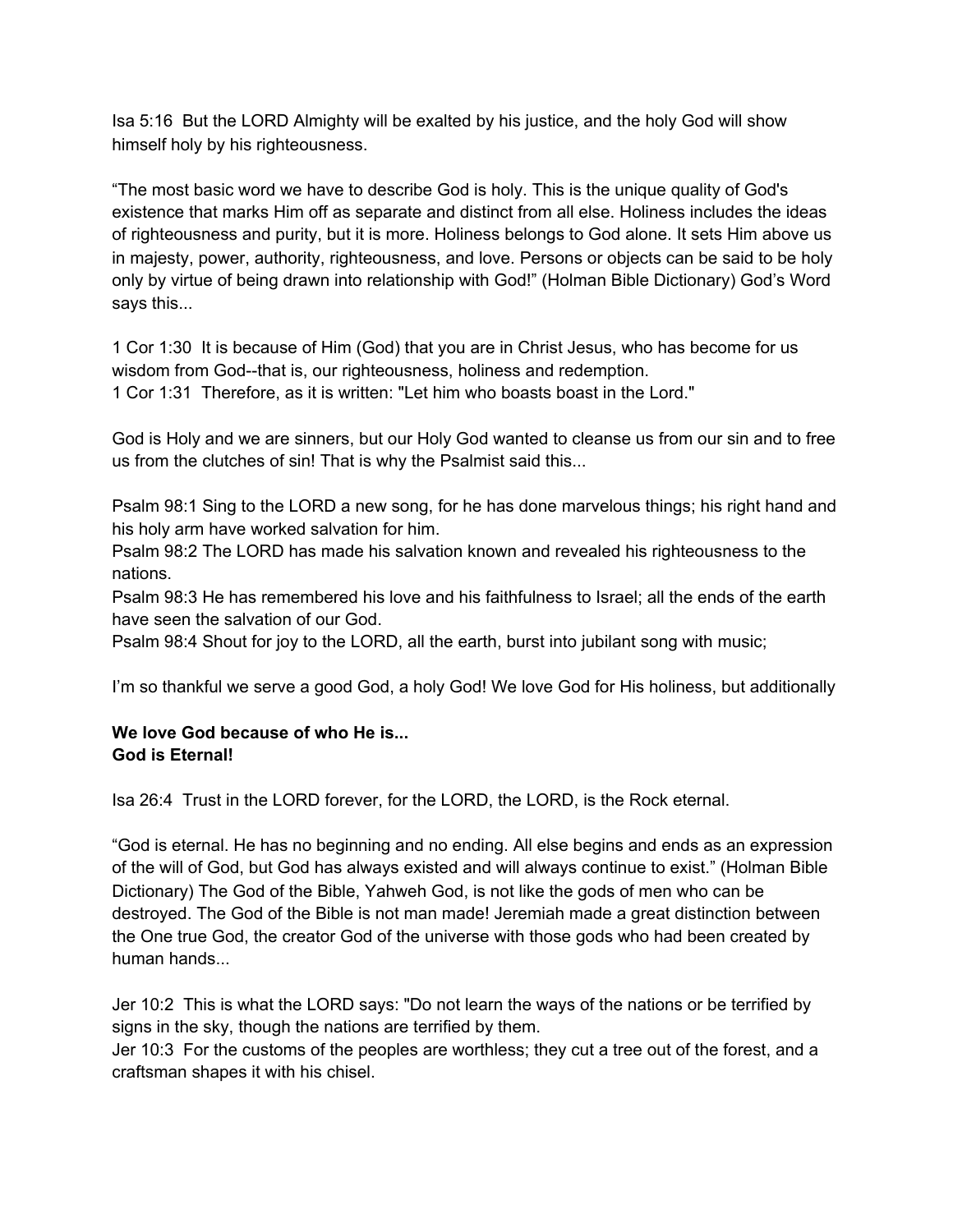Isa 5:16  But the LORD Almighty will be exalted by his justice, and the holy God will show himself holy by his righteousness.

"The most basic word we have to describe God is holy. This is the unique quality of God's existence that marks Him off as separate and distinct from all else. Holiness includes the ideas of righteousness and purity, but it is more. Holiness belongs to God alone. It sets Him above us in majesty, power, authority, righteousness, and love. Persons or objects can be said to be holy only by virtue of being drawn into relationship with God!" (Holman Bible Dictionary) God's Word says this...

1 Cor 1:30  It is because of Him (God) that you are in Christ Jesus, who has become for us wisdom from God--that is, our righteousness, holiness and redemption.
1 Cor 1:31  Therefore, as it is written: "Let him who boasts boast in the Lord."

God is Holy and we are sinners, but our Holy God wanted to cleanse us from our sin and to free us from the clutches of sin! That is why the Psalmist said this...

Psalm 98:1 Sing to the LORD a new song, for he has done marvelous things; his right hand and his holy arm have worked salvation for him.
Psalm 98:2 The LORD has made his salvation known and revealed his righteousness to the nations.
Psalm 98:3 He has remembered his love and his faithfulness to Israel; all the ends of the earth have seen the salvation of our God.
Psalm 98:4 Shout for joy to the LORD, all the earth, burst into jubilant song with music;

I'm so thankful we serve a good God, a holy God! We love God for His holiness, but additionally

**We love God because of who He is...**
**God is Eternal!**

Isa 26:4  Trust in the LORD forever, for the LORD, the LORD, is the Rock eternal.

"God is eternal. He has no beginning and no ending. All else begins and ends as an expression of the will of God, but God has always existed and will always continue to exist." (Holman Bible Dictionary) The God of the Bible, Yahweh God, is not like the gods of men who can be destroyed. The God of the Bible is not man made! Jeremiah made a great distinction between the One true God, the creator God of the universe with those gods who had been created by human hands...

Jer 10:2  This is what the LORD says: "Do not learn the ways of the nations or be terrified by signs in the sky, though the nations are terrified by them.
Jer 10:3  For the customs of the peoples are worthless; they cut a tree out of the forest, and a craftsman shapes it with his chisel.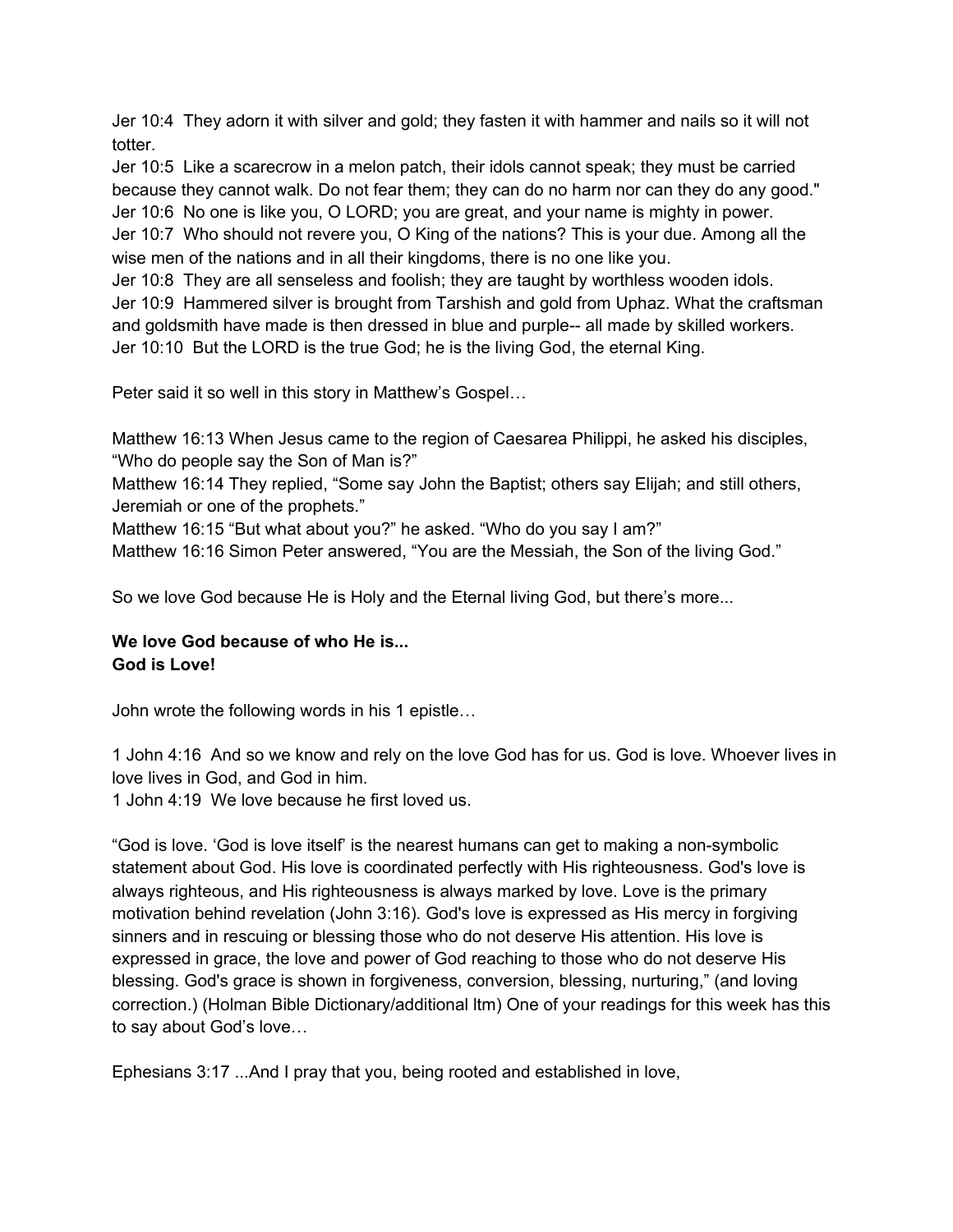Jer 10:4 They adorn it with silver and gold; they fasten it with hammer and nails so it will not totter.
Jer 10:5 Like a scarecrow in a melon patch, their idols cannot speak; they must be carried because they cannot walk. Do not fear them; they can do no harm nor can they do any good."
Jer 10:6 No one is like you, O LORD; you are great, and your name is mighty in power.
Jer 10:7 Who should not revere you, O King of the nations? This is your due. Among all the wise men of the nations and in all their kingdoms, there is no one like you.
Jer 10:8 They are all senseless and foolish; they are taught by worthless wooden idols.
Jer 10:9 Hammered silver is brought from Tarshish and gold from Uphaz. What the craftsman and goldsmith have made is then dressed in blue and purple-- all made by skilled workers.
Jer 10:10 But the LORD is the true God; he is the living God, the eternal King.

Peter said it so well in this story in Matthew's Gospel…

Matthew 16:13 When Jesus came to the region of Caesarea Philippi, he asked his disciples, "Who do people say the Son of Man is?"
Matthew 16:14 They replied, "Some say John the Baptist; others say Elijah; and still others, Jeremiah or one of the prophets."
Matthew 16:15 "But what about you?" he asked. "Who do you say I am?"
Matthew 16:16 Simon Peter answered, "You are the Messiah, the Son of the living God."

So we love God because He is Holy and the Eternal living God, but there's more...

**We love God because of who He is...**
**God is Love!**

John wrote the following words in his 1 epistle…

1 John 4:16 And so we know and rely on the love God has for us. God is love. Whoever lives in love lives in God, and God in him.
1 John 4:19 We love because he first loved us.

"God is love. 'God is love itself' is the nearest humans can get to making a non-symbolic statement about God. His love is coordinated perfectly with His righteousness. God's love is always righteous, and His righteousness is always marked by love. Love is the primary motivation behind revelation (John 3:16). God's love is expressed as His mercy in forgiving sinners and in rescuing or blessing those who do not deserve His attention. His love is expressed in grace, the love and power of God reaching to those who do not deserve His blessing. God's grace is shown in forgiveness, conversion, blessing, nurturing," (and loving correction.) (Holman Bible Dictionary/additional ltm) One of your readings for this week has this to say about God's love…

Ephesians 3:17 ...And I pray that you, being rooted and established in love,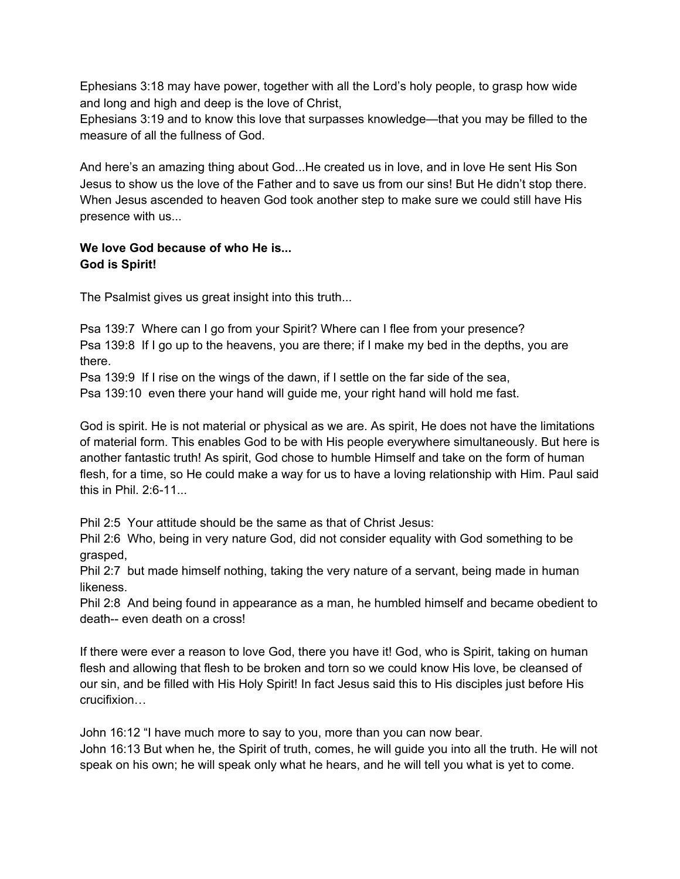Ephesians 3:18 may have power, together with all the Lord’s holy people, to grasp how wide and long and high and deep is the love of Christ,
Ephesians 3:19 and to know this love that surpasses knowledge—that you may be filled to the measure of all the fullness of God.

And here’s an amazing thing about God...He created us in love, and in love He sent His Son Jesus to show us the love of the Father and to save us from our sins! But He didn’t stop there. When Jesus ascended to heaven God took another step to make sure we could still have His presence with us...

**We love God because of who He is...**
**God is Spirit!**

The Psalmist gives us great insight into this truth...

Psa 139:7 Where can I go from your Spirit? Where can I flee from your presence?
Psa 139:8 If I go up to the heavens, you are there; if I make my bed in the depths, you are there.
Psa 139:9 If I rise on the wings of the dawn, if I settle on the far side of the sea,
Psa 139:10 even there your hand will guide me, your right hand will hold me fast.

God is spirit. He is not material or physical as we are. As spirit, He does not have the limitations of material form. This enables God to be with His people everywhere simultaneously. But here is another fantastic truth! As spirit, God chose to humble Himself and take on the form of human flesh, for a time, so He could make a way for us to have a loving relationship with Him. Paul said this in Phil. 2:6-11...

Phil 2:5 Your attitude should be the same as that of Christ Jesus:
Phil 2:6 Who, being in very nature God, did not consider equality with God something to be grasped,
Phil 2:7 but made himself nothing, taking the very nature of a servant, being made in human likeness.
Phil 2:8 And being found in appearance as a man, he humbled himself and became obedient to death-- even death on a cross!

If there were ever a reason to love God, there you have it! God, who is Spirit, taking on human flesh and allowing that flesh to be broken and torn so we could know His love, be cleansed of our sin, and be filled with His Holy Spirit! In fact Jesus said this to His disciples just before His crucifixion…

John 16:12 “I have much more to say to you, more than you can now bear.
John 16:13 But when he, the Spirit of truth, comes, he will guide you into all the truth. He will not speak on his own; he will speak only what he hears, and he will tell you what is yet to come.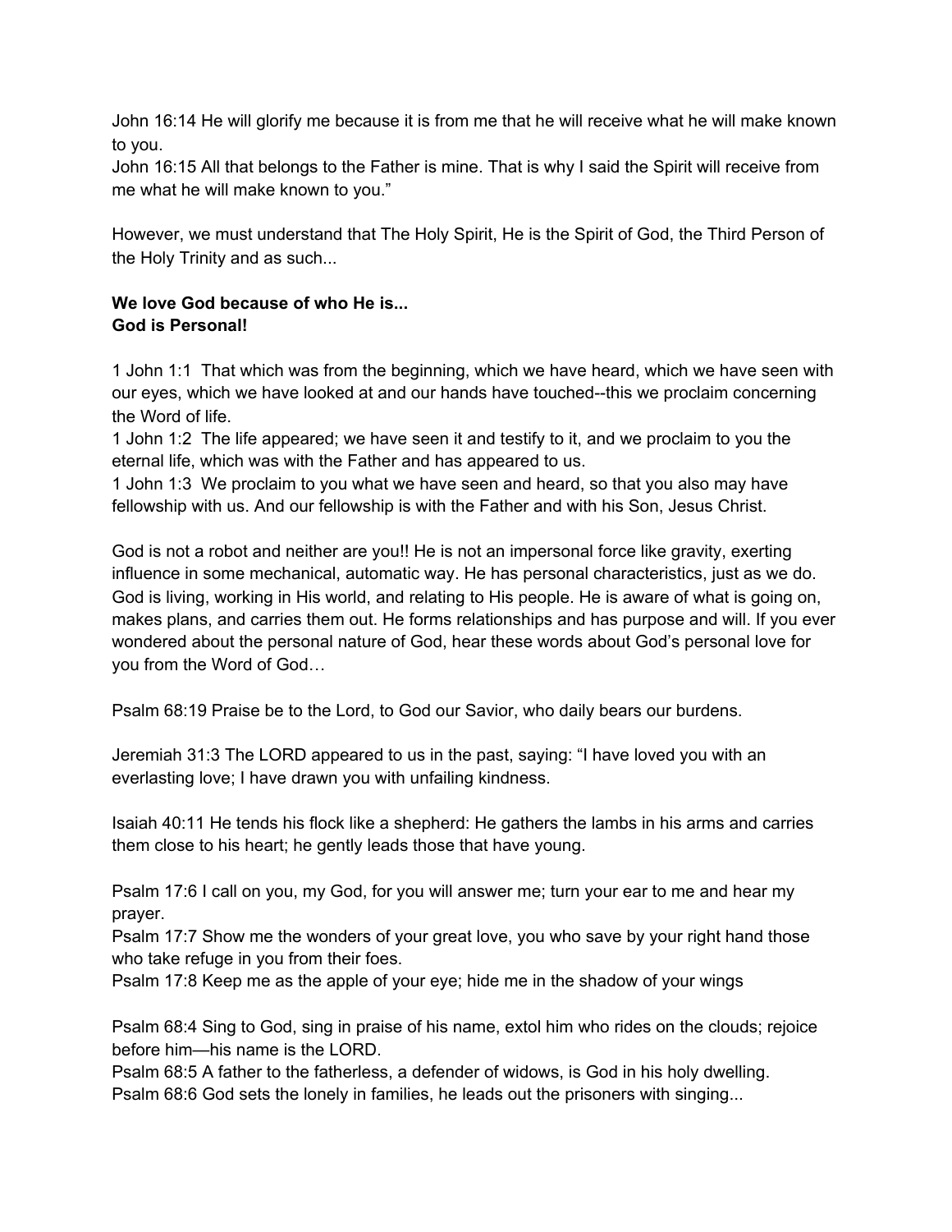John 16:14 He will glorify me because it is from me that he will receive what he will make known to you.
John 16:15 All that belongs to the Father is mine. That is why I said the Spirit will receive from me what he will make known to you."

However, we must understand that The Holy Spirit, He is the Spirit of God, the Third Person of the Holy Trinity and as such...

**We love God because of who He is...**
**God is Personal!**

1 John 1:1  That which was from the beginning, which we have heard, which we have seen with our eyes, which we have looked at and our hands have touched--this we proclaim concerning the Word of life.
1 John 1:2  The life appeared; we have seen it and testify to it, and we proclaim to you the eternal life, which was with the Father and has appeared to us.
1 John 1:3  We proclaim to you what we have seen and heard, so that you also may have fellowship with us. And our fellowship is with the Father and with his Son, Jesus Christ.

God is not a robot and neither are you!! He is not an impersonal force like gravity, exerting influence in some mechanical, automatic way. He has personal characteristics, just as we do. God is living, working in His world, and relating to His people. He is aware of what is going on, makes plans, and carries them out. He forms relationships and has purpose and will. If you ever wondered about the personal nature of God, hear these words about God's personal love for you from the Word of God…

Psalm 68:19 Praise be to the Lord, to God our Savior, who daily bears our burdens.

Jeremiah 31:3 The LORD appeared to us in the past, saying: "I have loved you with an everlasting love; I have drawn you with unfailing kindness.

Isaiah 40:11 He tends his flock like a shepherd: He gathers the lambs in his arms and carries them close to his heart; he gently leads those that have young.

Psalm 17:6 I call on you, my God, for you will answer me; turn your ear to me and hear my prayer.
Psalm 17:7 Show me the wonders of your great love, you who save by your right hand those who take refuge in you from their foes.
Psalm 17:8 Keep me as the apple of your eye; hide me in the shadow of your wings

Psalm 68:4 Sing to God, sing in praise of his name, extol him who rides on the clouds; rejoice before him—his name is the LORD.
Psalm 68:5 A father to the fatherless, a defender of widows, is God in his holy dwelling.
Psalm 68:6 God sets the lonely in families, he leads out the prisoners with singing...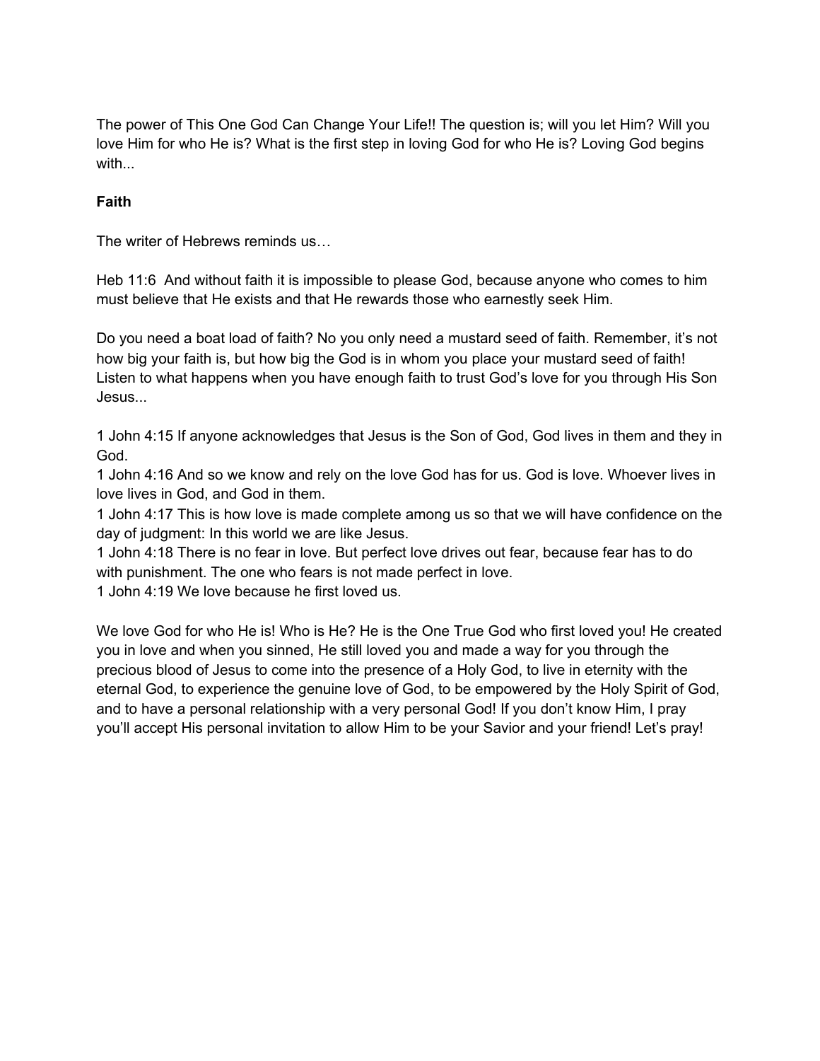The power of This One God Can Change Your Life!! The question is; will you let Him? Will you love Him for who He is? What is the first step in loving God for who He is? Loving God begins with...

**Faith**

The writer of Hebrews reminds us…

Heb 11:6  And without faith it is impossible to please God, because anyone who comes to him must believe that He exists and that He rewards those who earnestly seek Him.

Do you need a boat load of faith? No you only need a mustard seed of faith. Remember, it's not how big your faith is, but how big the God is in whom you place your mustard seed of faith! Listen to what happens when you have enough faith to trust God's love for you through His Son Jesus...

1 John 4:15 If anyone acknowledges that Jesus is the Son of God, God lives in them and they in God.
1 John 4:16 And so we know and rely on the love God has for us. God is love. Whoever lives in love lives in God, and God in them.
1 John 4:17 This is how love is made complete among us so that we will have confidence on the day of judgment: In this world we are like Jesus.
1 John 4:18 There is no fear in love. But perfect love drives out fear, because fear has to do with punishment. The one who fears is not made perfect in love.
1 John 4:19 We love because he first loved us.

We love God for who He is! Who is He? He is the One True God who first loved you! He created you in love and when you sinned, He still loved you and made a way for you through the precious blood of Jesus to come into the presence of a Holy God, to live in eternity with the eternal God, to experience the genuine love of God, to be empowered by the Holy Spirit of God, and to have a personal relationship with a very personal God! If you don't know Him, I pray you'll accept His personal invitation to allow Him to be your Savior and your friend! Let's pray!